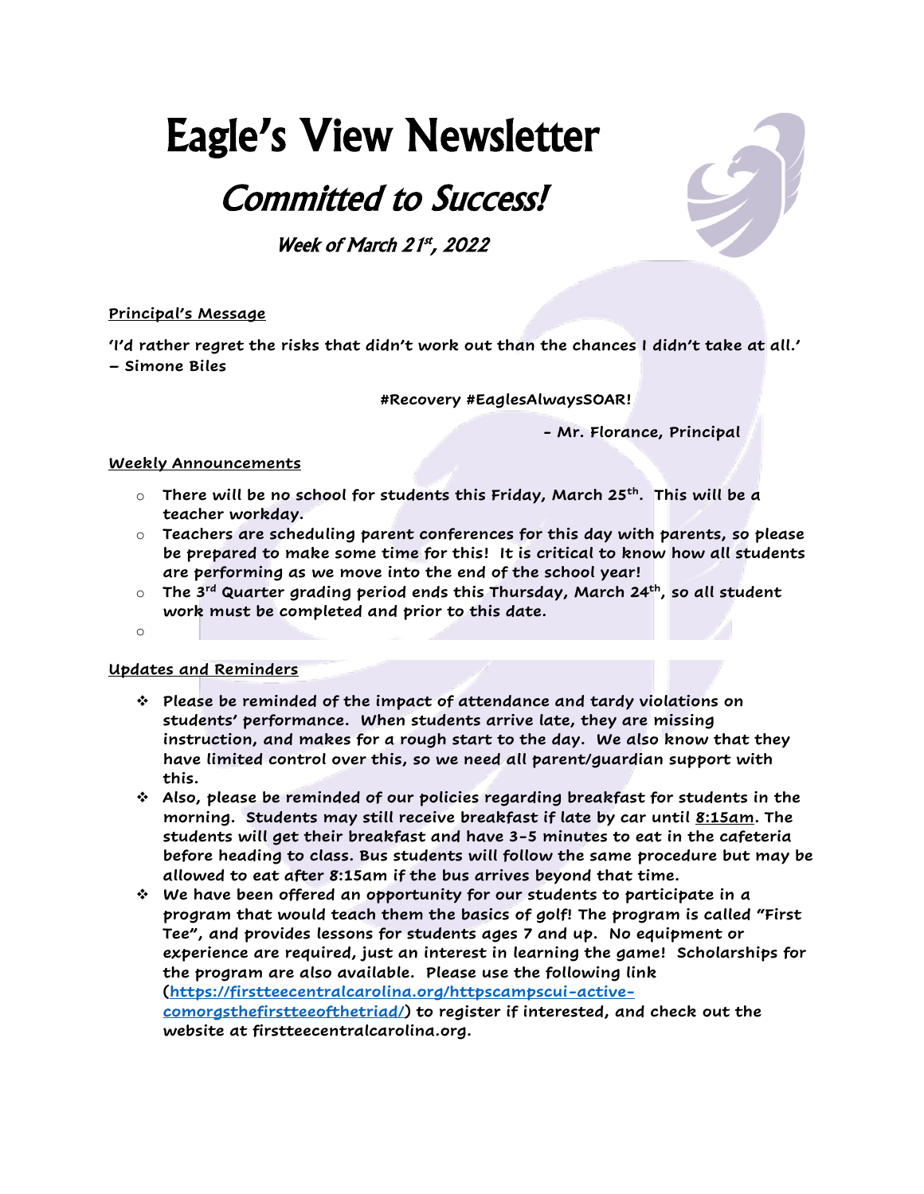# Eagle's View Newsletter

## *Committed to Success!*

*Week of March 21st, 2022*

**Principal's Message**

**'I'd rather regret the risks that didn't work out than the chances I didn't take at all.' – Simone Biles**

**#Recovery #EaglesAlwaysSOAR!**

**- Mr. Florance, Principal**

**Weekly Announcements**

- **There will be no school for students this Friday, March 25th. This will be a teacher workday.**
- **Teachers are scheduling parent conferences for this day with parents, so please be prepared to make some time for this! It is critical to know how all students are performing as we move into the end of the school year!**
- **The 3rd Quarter grading period ends this Thursday, March 24th, so all student work must be completed and prior to this date.**

**Updates and Reminders**

- **Please be reminded of the impact of attendance and tardy violations on students' performance. When students arrive late, they are missing instruction, and makes for a rough start to the day. We also know that they have limited control over this, so we need all parent/guardian support with this.**
- **Also, please be reminded of our policies regarding breakfast for students in the morning. Students may still receive breakfast if late by car until 8:15am. The students will get their breakfast and have 3-5 minutes to eat in the cafeteria before heading to class. Bus students will follow the same procedure but may be allowed to eat after 8:15am if the bus arrives beyond that time.**
- **We have been offered an opportunity for our students to participate in a program that would teach them the basics of golf! The program is called "First Tee", and provides lessons for students ages 7 and up. No equipment or experience are required, just an interest in learning the game! Scholarships for the program are also available. Please use the following link (https://firstteecentralcarolina.org/httpscampscui-active-comorgsthefirstteeofthetriad/) to register if interested, and check out the website at firstteecentralcarolina.org.**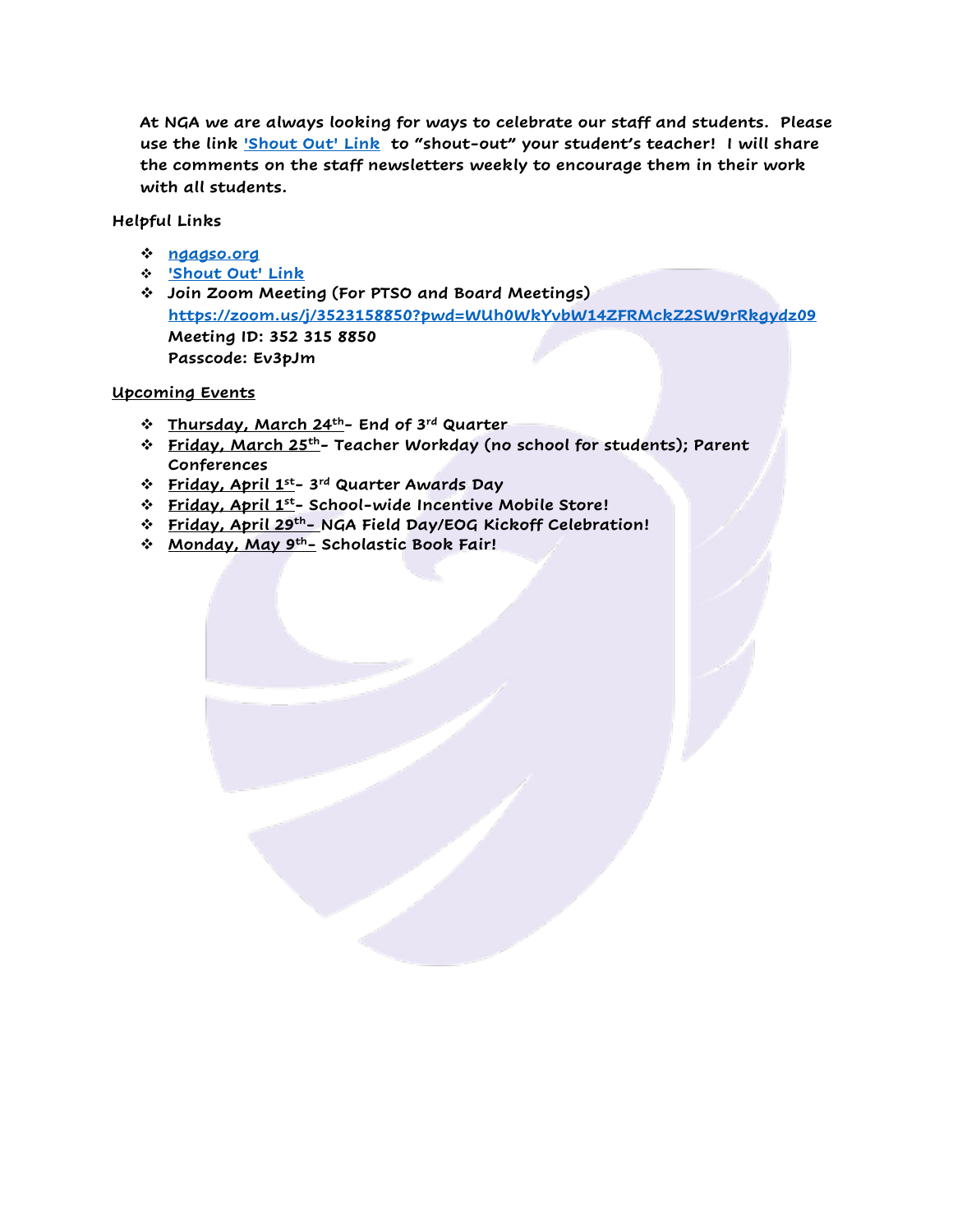**At NGA we are always looking for ways to celebrate our staff and students. Please use the link 'Shout Out' Link to "shout-out" your student's teacher! I will share the comments on the staff newsletters weekly to encourage them in their work with all students.**

**Helpful Links**

- ngagso.org
- 'Shout Out' Link
- **Join Zoom Meeting (For PTSO and Board Meetings)**
  https://zoom.us/j/3523158850?pwd=WUh0WkYvbW14ZFRMckZ2SW9rRkgydz09
  **Meeting ID: 352 315 8850**
  **Passcode: Ev3pJm**

**Upcoming Events**

- **Thursday, March 24th- End of 3rd Quarter**
- **Friday, March 25th- Teacher Workday (no school for students); Parent Conferences**
- **Friday, April 1st- 3rd Quarter Awards Day**
- **Friday, April 1st- School-wide Incentive Mobile Store!**
- **Friday, April 29th- NGA Field Day/EOG Kickoff Celebration!**
- **Monday, May 9th- Scholastic Book Fair!**